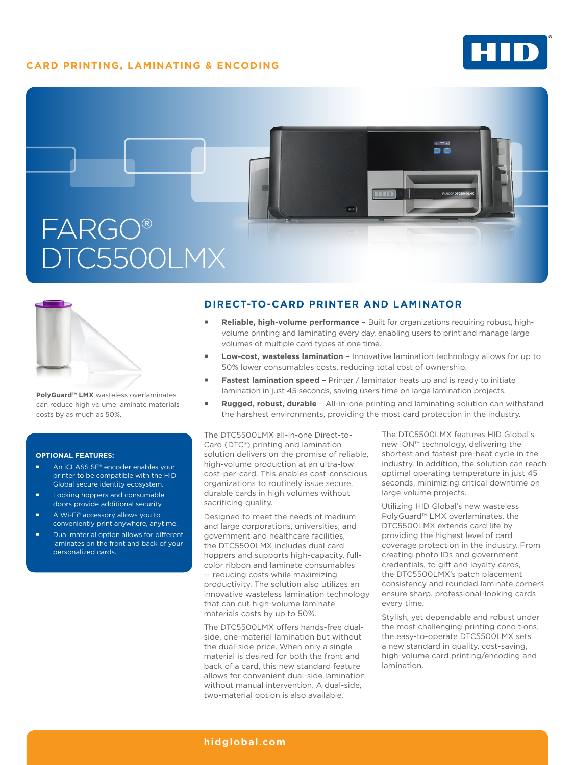CARD PRINTING, LAMINATING & ENCODING

# FARGO® DTC5500LMX

**PolyGuard™ LMX** wasteless overlaminates can reduce high volume laminate materials costs by as much as 50%.

## DIRECT-TO-CARD PRINTER AND LAMINATOR

- **Reliable, high-volume performance** – Built for organizations requiring robust, high-volume printing and laminating every day, enabling users to print and manage large volumes of multiple card types at one time.
- **Low-cost, wasteless lamination** – Innovative lamination technology allows for up to 50% lower consumables costs, reducing total cost of ownership.
- **Fastest lamination speed** – Printer / laminator heats up and is ready to initiate lamination in just 45 seconds, saving users time on large lamination projects.
- **Rugged, robust, durable** – All-in-one printing and laminating solution can withstand the harshest environments, providing the most card protection in the industry.

The DTC5500LMX all-in-one Direct-to-Card (DTC®) printing and lamination solution delivers on the promise of reliable, high-volume production at an ultra-low cost-per-card. This enables cost-conscious organizations to routinely issue secure, durable cards in high volumes without sacrificing quality.

Designed to meet the needs of medium and large corporations, universities, and government and healthcare facilities, the DTC5500LMX includes dual card hoppers and supports high-capacity, full-color ribbon and laminate consumables -- reducing costs while maximizing productivity. The solution also utilizes an innovative wasteless lamination technology that can cut high-volume laminate materials costs by up to 50%.

The DTC5500LMX offers hands-free dual-side, one-material lamination but without the dual-side price. When only a single material is desired for both the front and back of a card, this new standard feature allows for convenient dual-side lamination without manual intervention. A dual-side, two-material option is also available.

The DTC5500LMX features HID Global's new iON™ technology, delivering the shortest and fastest pre-heat cycle in the industry. In addition, the solution can reach optimal operating temperature in just 45 seconds, minimizing critical downtime on large volume projects.

Utilizing HID Global's new wasteless PolyGuard™ LMX overlaminates, the DTC5500LMX extends card life by providing the highest level of card coverage protection in the industry. From creating photo IDs and government credentials, to gift and loyalty cards, the DTC5500LMX's patch placement consistency and rounded laminate corners ensure sharp, professional-looking cards every time.

Stylish, yet dependable and robust under the most challenging printing conditions, the easy-to-operate DTC5500LMX sets a new standard in quality, cost-saving, high-volume card printing/encoding and lamination.

**OPTIONAL FEATURES:**

- An iCLASS SE® encoder enables your printer to be compatible with the HID Global secure identity ecosystem.
- Locking hoppers and consumable doors provide additional security.
- A Wi-Fi® accessory allows you to conveniently print anywhere, anytime.
- Dual material option allows for different laminates on the front and back of your personalized cards.

hidglobal.com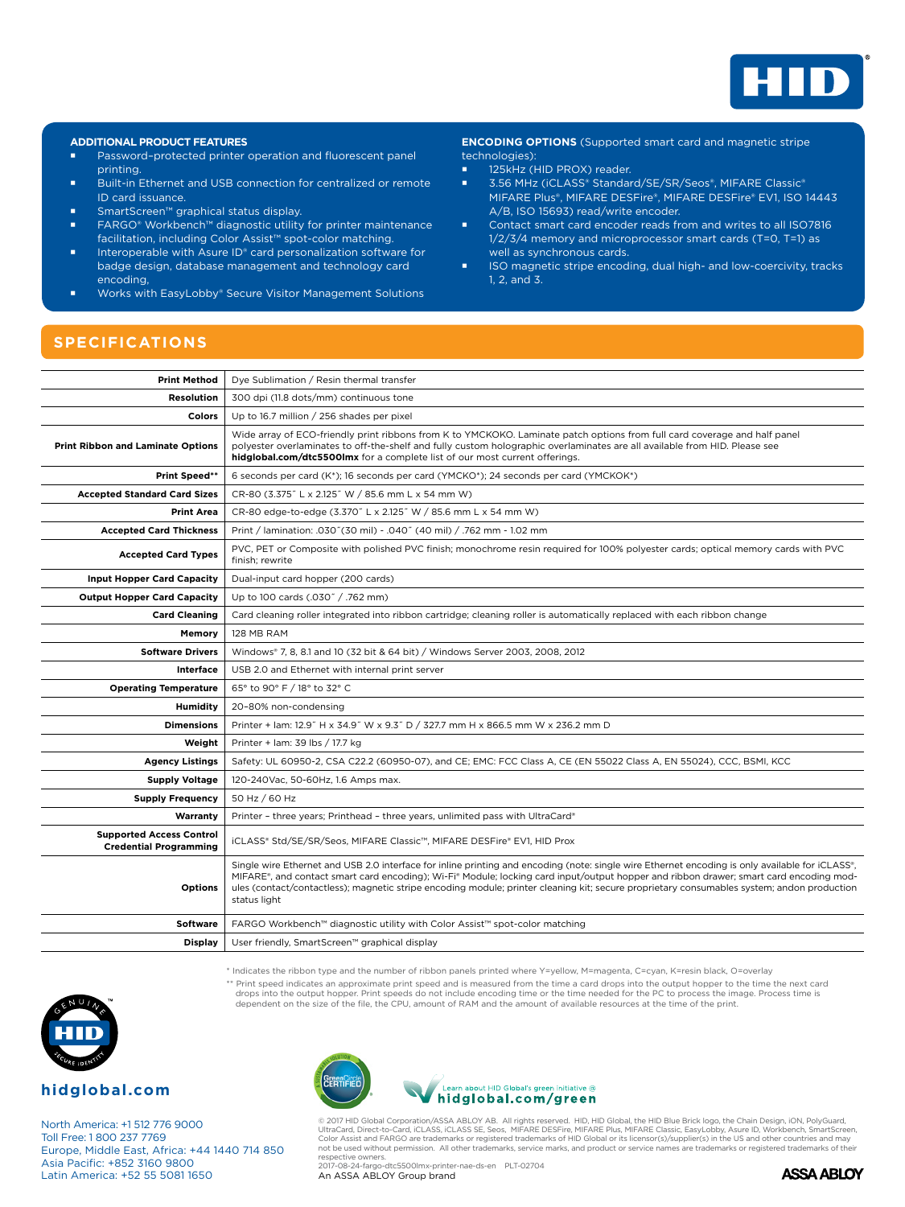### ADDITIONAL PRODUCT FEATURES

- Password-protected printer operation and fluorescent panel printing.
- Built-in Ethernet and USB connection for centralized or remote ID card issuance.
- SmartScreen™ graphical status display.
- FARGO® Workbench™ diagnostic utility for printer maintenance facilitation, including Color Assist™ spot-color matching.
- Interoperable with Asure ID® card personalization software for badge design, database management and technology card encoding,
- Works with EasyLobby® Secure Visitor Management Solutions

### ENCODING OPTIONS (Supported smart card and magnetic stripe technologies):

- 125kHz (HID PROX) reader.
- 3.56 MHz (iCLASS® Standard/SE/SR/Seos®, MIFARE Classic® MIFARE Plus®, MIFARE DESFire®, MIFARE DESFire® EV1, ISO 14443 A/B, ISO 15693) read/write encoder.
- Contact smart card encoder reads from and writes to all ISO7816 1/2/3/4 memory and microprocessor smart cards (T=0, T=1) as well as synchronous cards.
- ISO magnetic stripe encoding, dual high- and low-coercivity, tracks 1, 2, and 3.

## SPECIFICATIONS

| | |
|---|---|
| **Print Method** | Dye Sublimation / Resin thermal transfer |
| **Resolution** | 300 dpi (11.8 dots/mm) continuous tone |
| **Colors** | Up to 16.7 million / 256 shades per pixel |
| **Print Ribbon and Laminate Options** | Wide array of ECO-friendly print ribbons from K to YMCKOKO. Laminate patch options from full card coverage and half panel polyester overlaminates to off-the-shelf and fully custom holographic overlaminates are all available from HID. Please see **hidglobal.com/dtc5500lmx** for a complete list of our most current offerings. |
| **Print Speed\*\*** | 6 seconds per card (K*); 16 seconds per card (YMCKO*); 24 seconds per card (YMCKOK*) |
| **Accepted Standard Card Sizes** | CR-80 (3.375˝ L x 2.125˝ W / 85.6 mm L x 54 mm W) |
| **Print Area** | CR-80 edge-to-edge (3.370˝ L x 2.125˝ W / 85.6 mm L x 54 mm W) |
| **Accepted Card Thickness** | Print / lamination: .030˝(30 mil) - .040˝ (40 mil) / .762 mm - 1.02 mm |
| **Accepted Card Types** | PVC, PET or Composite with polished PVC finish; monochrome resin required for 100% polyester cards; optical memory cards with PVC finish; rewrite |
| **Input Hopper Card Capacity** | Dual-input card hopper (200 cards) |
| **Output Hopper Card Capacity** | Up to 100 cards (.030˝ / .762 mm) |
| **Card Cleaning** | Card cleaning roller integrated into ribbon cartridge; cleaning roller is automatically replaced with each ribbon change |
| **Memory** | 128 MB RAM |
| **Software Drivers** | Windows® 7, 8, 8.1 and 10 (32 bit & 64 bit) / Windows Server 2003, 2008, 2012 |
| **Interface** | USB 2.0 and Ethernet with internal print server |
| **Operating Temperature** | 65° to 90° F / 18° to 32° C |
| **Humidity** | 20-80% non-condensing |
| **Dimensions** | Printer + lam: 12.9˝ H x 34.9˝ W x 9.3˝ D / 327.7 mm H x 866.5 mm W x 236.2 mm D |
| **Weight** | Printer + lam: 39 lbs / 17.7 kg |
| **Agency Listings** | Safety: UL 60950-2, CSA C22.2 (60950-07), and CE; EMC: FCC Class A, CE (EN 55022 Class A, EN 55024), CCC, BSMI, KCC |
| **Supply Voltage** | 120-240Vac, 50-60Hz, 1.6 Amps max. |
| **Supply Frequency** | 50 Hz / 60 Hz |
| **Warranty** | Printer – three years; Printhead – three years, unlimited pass with UltraCard® |
| **Supported Access Control Credential Programming** | iCLASS® Std/SE/SR/Seos, MIFARE Classic™, MIFARE DESFire® EV1, HID Prox |
| **Options** | Single wire Ethernet and USB 2.0 interface for inline printing and encoding (note: single wire Ethernet encoding is only available for iCLASS®, MIFARE®, and contact smart card encoding); Wi-Fi® Module; locking card input/output hopper and ribbon drawer; smart card encoding modules (contact/contactless); magnetic stripe encoding module; printer cleaning kit; secure proprietary consumables system; andon production status light |
| **Software** | FARGO Workbench™ diagnostic utility with Color Assist™ spot-color matching |
| **Display** | User friendly, SmartScreen™ graphical display |

\* Indicates the ribbon type and the number of ribbon panels printed where Y=yellow, M=magenta, C=cyan, K=resin black, O=overlay

\*\* Print speed indicates an approximate print speed and is measured from the time a card drops into the output hopper to the time the next card drops into the output hopper. Print speeds do not include encoding time or the time needed for the PC to process the image. Process time is dependent on the size of the file, the CPU, amount of RAM and the amount of available resources at the time of the print.

**hidglobal.com**

North America: +1 512 776 9000
Toll Free: 1 800 237 7769
Europe, Middle East, Africa: +44 1440 714 850
Asia Pacific: +852 3160 9800
Latin America: +52 55 5081 1650

Learn about HID Global's green initiative @ **hidglobal.com/green**

© 2017 HID Global Corporation/ASSA ABLOY AB. All rights reserved. HID, HID Global, the HID Blue Brick logo, the Chain Design, iON, PolyGuard, UltraCard, Direct-to-Card, iCLASS, iCLASS SE, Seos, MIFARE DESFire, MIFARE Plus, MIFARE Classic, EasyLobby, Asure ID, Workbench, SmartScreen, Color Assist and FARGO are trademarks or registered trademarks of HID Global or its licensor(s)/supplier(s) in the US and other countries and may not be used without permission. All other trademarks, service marks, and product or service names are trademarks or registered trademarks of their respective owners.
2017-08-24-fargo-dtc5500lmx-printer-nae-ds-en PLT-02704
An ASSA ABLOY Group brand